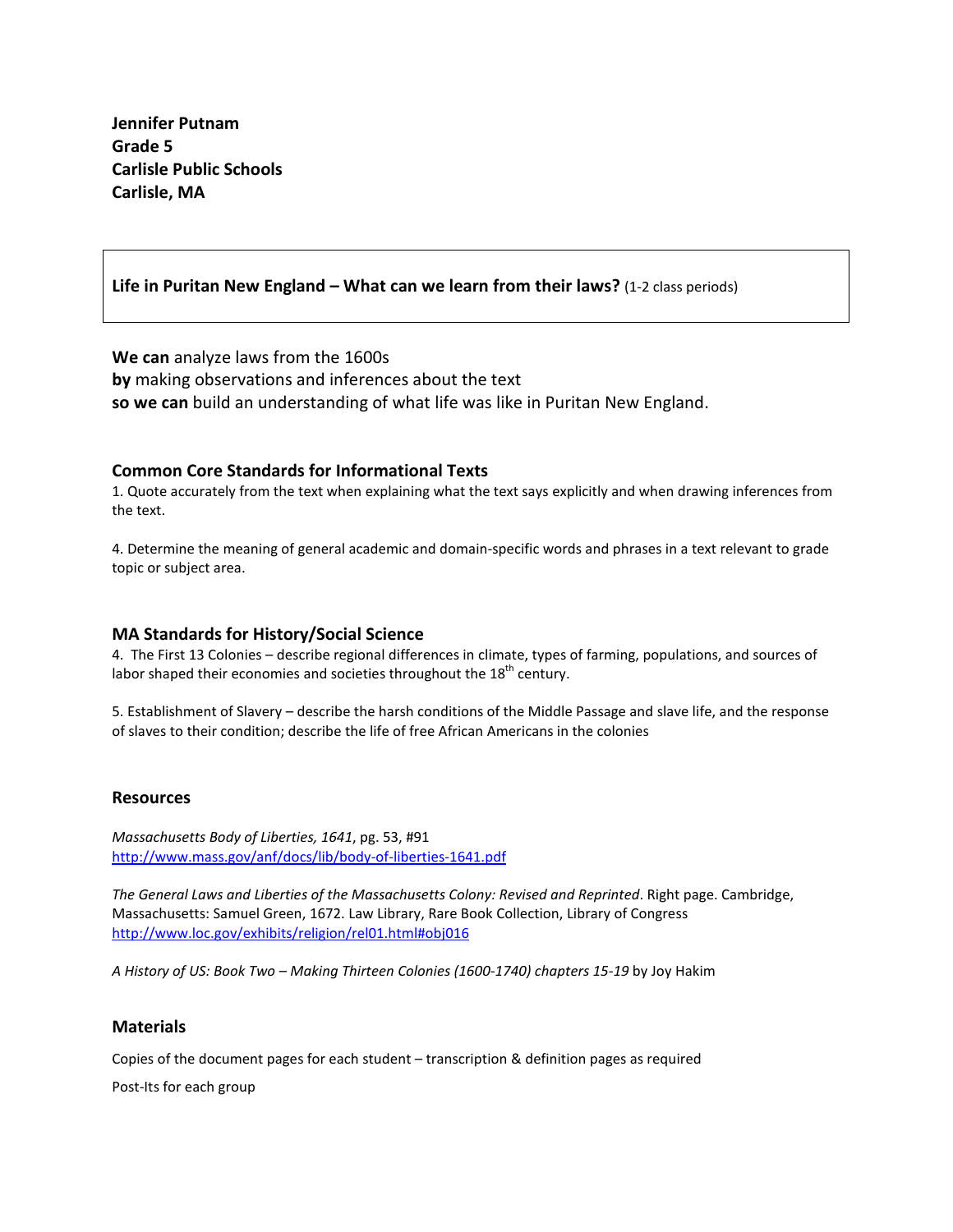**Jennifer Putnam**
**Grade 5**
**Carlisle Public Schools**
**Carlisle, MA**

**Life in Puritan New England – What can we learn from their laws?** (1-2 class periods)

**We can** analyze laws from the 1600s
**by** making observations and inferences about the text
**so we can** build an understanding of what life was like in Puritan New England.

## Common Core Standards for Informational Texts

1. Quote accurately from the text when explaining what the text says explicitly and when drawing inferences from the text.

4. Determine the meaning of general academic and domain-specific words and phrases in a text relevant to grade topic or subject area.

## MA Standards for History/Social Science

4. The First 13 Colonies – describe regional differences in climate, types of farming, populations, and sources of labor shaped their economies and societies throughout the 18th century.

5. Establishment of Slavery – describe the harsh conditions of the Middle Passage and slave life, and the response of slaves to their condition; describe the life of free African Americans in the colonies

## Resources

*Massachusetts Body of Liberties, 1641*, pg. 53, #91
http://www.mass.gov/anf/docs/lib/body-of-liberties-1641.pdf

*The General Laws and Liberties of the Massachusetts Colony: Revised and Reprinted*. Right page. Cambridge, Massachusetts: Samuel Green, 1672. Law Library, Rare Book Collection, Library of Congress
http://www.loc.gov/exhibits/religion/rel01.html#obj016

*A History of US: Book Two – Making Thirteen Colonies (1600-1740) chapters 15-19* by Joy Hakim

## Materials

Copies of the document pages for each student – transcription & definition pages as required

Post-Its for each group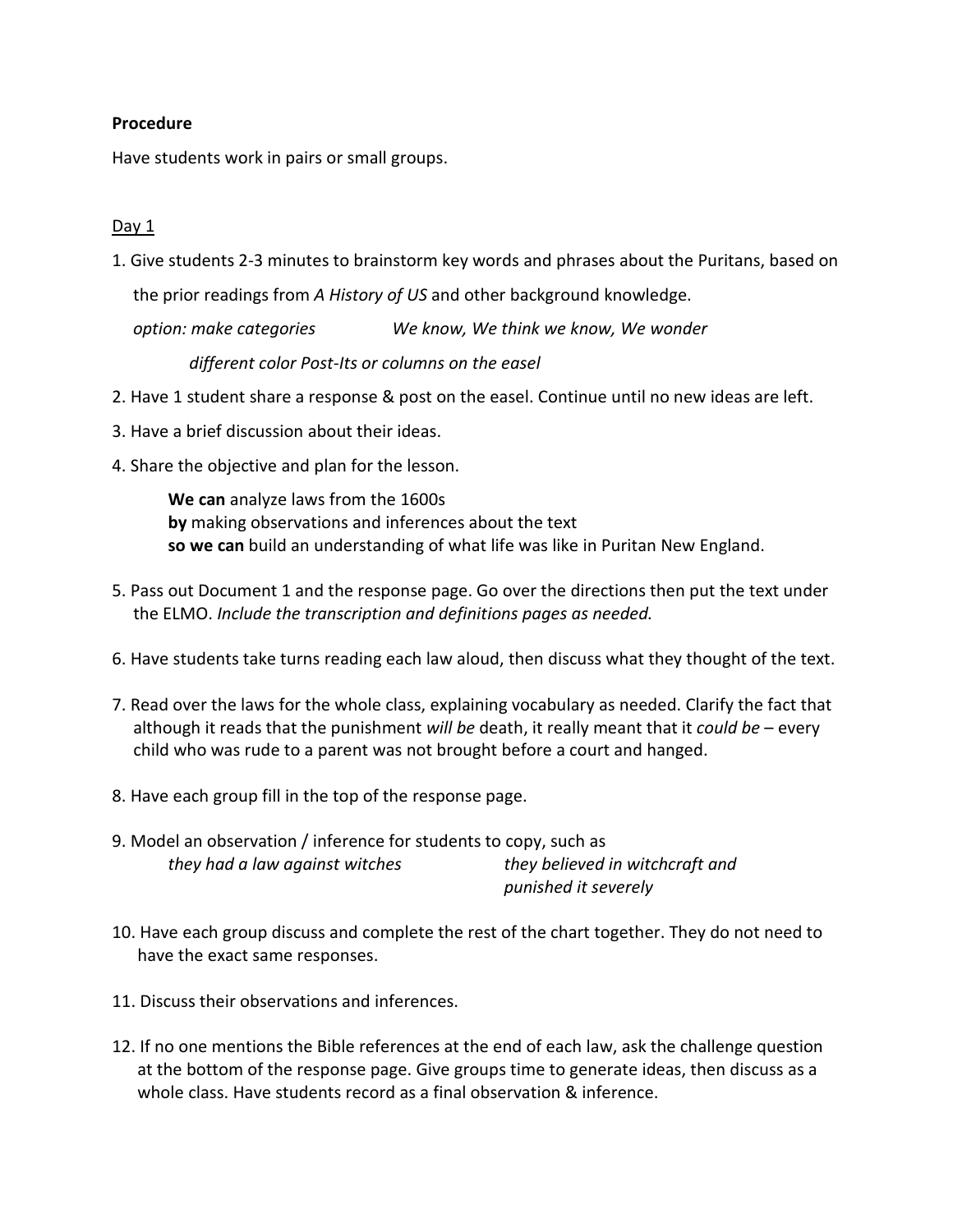**Procedure**

Have students work in pairs or small groups.

Day 1

1. Give students 2-3 minutes to brainstorm key words and phrases about the Puritans, based on the prior readings from *A History of US* and other background knowledge.

   *option: make categories* *We know, We think we know, We wonder*

   *different color Post-Its or columns on the easel*

2. Have 1 student share a response & post on the easel. Continue until no new ideas are left.
3. Have a brief discussion about their ideas.
4. Share the objective and plan for the lesson.

   **We can** analyze laws from the 1600s
   **by** making observations and inferences about the text
   **so we can** build an understanding of what life was like in Puritan New England.

5. Pass out Document 1 and the response page. Go over the directions then put the text under the ELMO. *Include the transcription and definitions pages as needed.*
6. Have students take turns reading each law aloud, then discuss what they thought of the text.
7. Read over the laws for the whole class, explaining vocabulary as needed. Clarify the fact that although it reads that the punishment *will be* death, it really meant that it *could be* – every child who was rude to a parent was not brought before a court and hanged.
8. Have each group fill in the top of the response page.
9. Model an observation / inference for students to copy, such as

   *they had a law against witches* *they believed in witchcraft and punished it severely*

10. Have each group discuss and complete the rest of the chart together. They do not need to have the exact same responses.
11. Discuss their observations and inferences.
12. If no one mentions the Bible references at the end of each law, ask the challenge question at the bottom of the response page. Give groups time to generate ideas, then discuss as a whole class. Have students record as a final observation & inference.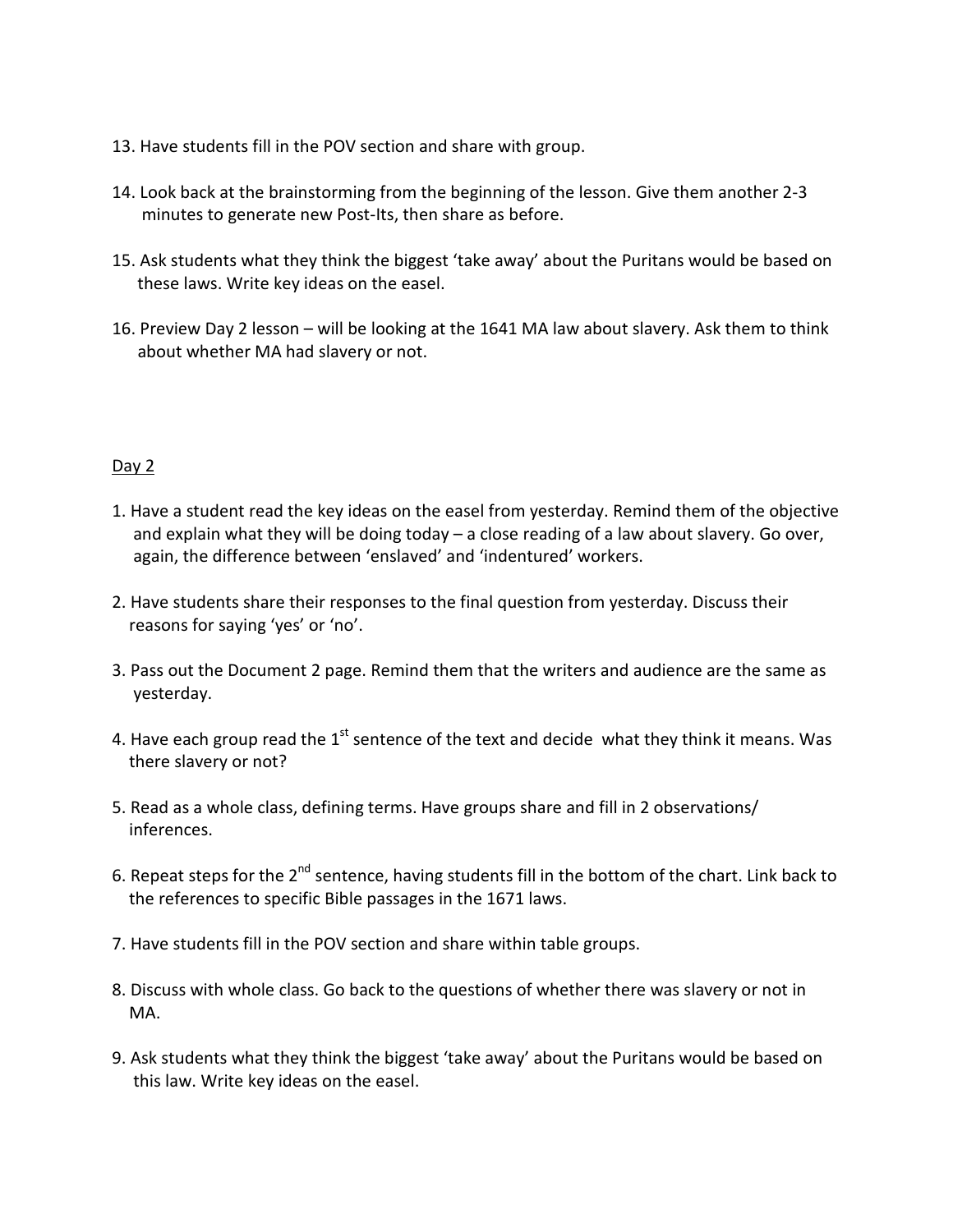13. Have students fill in the POV section and share with group.

14. Look back at the brainstorming from the beginning of the lesson. Give them another 2-3 minutes to generate new Post-Its, then share as before.

15. Ask students what they think the biggest 'take away' about the Puritans would be based on these laws. Write key ideas on the easel.

16. Preview Day 2 lesson – will be looking at the 1641 MA law about slavery. Ask them to think about whether MA had slavery or not.

<u>Day 2</u>

1. Have a student read the key ideas on the easel from yesterday. Remind them of the objective and explain what they will be doing today – a close reading of a law about slavery. Go over, again, the difference between 'enslaved' and 'indentured' workers.

2. Have students share their responses to the final question from yesterday. Discuss their reasons for saying 'yes' or 'no'.

3. Pass out the Document 2 page. Remind them that the writers and audience are the same as yesterday.

4. Have each group read the 1st sentence of the text and decide what they think it means. Was there slavery or not?

5. Read as a whole class, defining terms. Have groups share and fill in 2 observations/ inferences.

6. Repeat steps for the 2nd sentence, having students fill in the bottom of the chart. Link back to the references to specific Bible passages in the 1671 laws.

7. Have students fill in the POV section and share within table groups.

8. Discuss with whole class. Go back to the questions of whether there was slavery or not in MA.

9. Ask students what they think the biggest 'take away' about the Puritans would be based on this law. Write key ideas on the easel.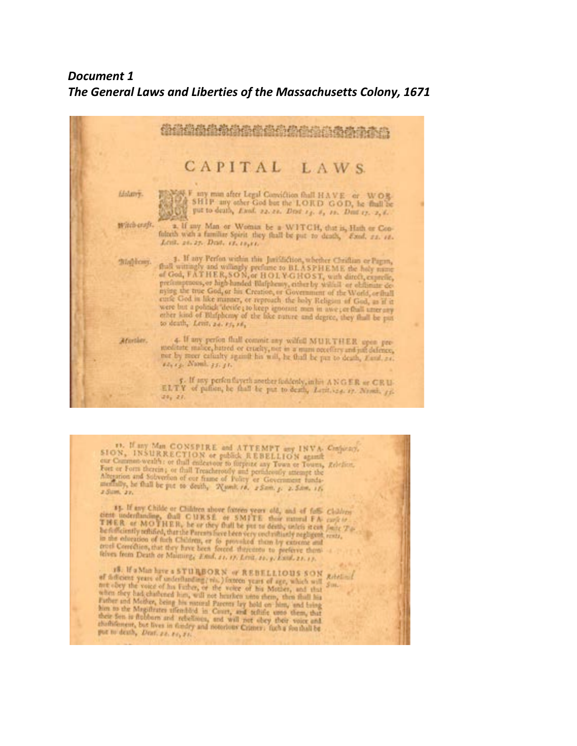***Document 1***
***The General Laws and Liberties of the Massachusetts Colony, 1671***

# CAPITAL LAWS.

*Idolatry.*

IF any man after Legal Conviction shall HAVE or WORSHIP any other God but the LORD GOD, he shall be put to death, Exod. 22. 20. Deut 13. 6, 10. Deut 17. 2, 6.

*Witch-craft.*

2. If any Man or Woman be a WITCH, that is, Hath or Consulteth with a familiar Spirit they shall be put to death, Exod. 22. 18. Levit. 20. 27. Deut. 18. 10, 11.

*Blasphemy.*

3. If any Person within this Jurisdiction, whether Christian or Pagan, shall wittingly and willingly presume to BLASPHEME the holy name of God, FATHER, SON, or HOLY-GHOST, with direct, expresse, presumptuous, or high-handed Blasphemy, either by wilfull or obstinate denying the true God, or his Creation, or Government of the World, or shall curse God in like manner, or reproach the holy Religion of God, as if it were but a politick devise; to keep ignorant men in awe; or shall utter any other kind of Blasphemy of the like nature and degree, they shall be put to death, Levit. 24. 15, 16.

*Murther.*

4. If any person shall commit any wilfull MURTHER upon premeditate malice, hatred or cruelty, not in a mans necessary and just defence, nor by meer casualty against his will, he shall be put to death, Exod. 21. 12, 13. Numb. 35. 31.

5. If any person slayeth another suddenly, in his ANGER or CRUELTY of passion, he shall be put to death, Levit. 24. 17. Numb. 35. 20, 21.

---

11. If any Man CONSPIRE and ATTEMPT any INVASION, INSURRECTION or publick REBELLION against our Common-wealth: or shall endeavour to surprize any Town or Towns, Fort or Forts therein; or shall Treacherously and perfidiously attempt the Alteration and Subversion of our frame of Policy or Government fundamentally, he shall be put to death, Numb. 16. 2 Sam. 3. 2. Sam. 18. 2 Sam. 20.

*Conspiracy. Rebellion.*

13. If any Childe or Children above sixteen years old, and of sufficient understanding, shall CURSE or SMITE their natural FATHER or MOTHER, he or they shall be put to death, unless it can be sufficiently testified, that the Parents have been very unchristianly negligent in the education of such Children, or so provoked them by extreme and cruel Correction, that they have been forced thereunto to preserve themselves from Death or Maiming, Exod. 21. 17. Levit. 20. 9. Exod. 21. 15.

*Children curse or smite Parents.*

14. If a Man have a STUBBORN or REBELLIOUS SON of sufficient years of understanding (viz.) sixteen years of age, which will not obey the voice of his Father, or the voice of his Mother, and that when they had chastened him, will not hearken unto them, then shall his Father and Mother, being his natural Parents lay hold on him, and bring him to the Magistrates assembled in Court, and testifie unto them, that their Son is stubborn and rebellious, and will not obey their voice and chastisement, but lives in sundry and notorious Crimes: such a Son shall be put to death, Deut. 21. 20, 21.

*Rebellious Son.*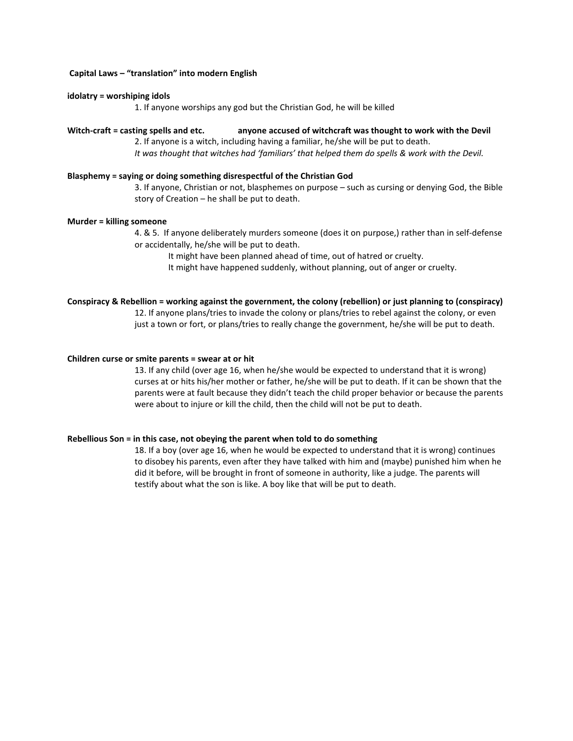**Capital Laws – "translation" into modern English**

**idolatry = worshiping idols**

1. If anyone worships any god but the Christian God, he will be killed

**Witch-craft = casting spells and etc. anyone accused of witchcraft was thought to work with the Devil**

2. If anyone is a witch, including having a familiar, he/she will be put to death.
   *It was thought that witches had 'familiars' that helped them do spells & work with the Devil.*

**Blasphemy = saying or doing something disrespectful of the Christian God**

3. If anyone, Christian or not, blasphemes on purpose – such as cursing or denying God, the Bible story of Creation – he shall be put to death.

**Murder = killing someone**

4. & 5. If anyone deliberately murders someone (does it on purpose,) rather than in self-defense or accidentally, he/she will be put to death.
   - It might have been planned ahead of time, out of hatred or cruelty.
   - It might have happened suddenly, without planning, out of anger or cruelty.

**Conspiracy & Rebellion = working against the government, the colony (rebellion) or just planning to (conspiracy)**

12. If anyone plans/tries to invade the colony or plans/tries to rebel against the colony, or even just a town or fort, or plans/tries to really change the government, he/she will be put to death.

**Children curse or smite parents = swear at or hit**

13. If any child (over age 16, when he/she would be expected to understand that it is wrong) curses at or hits his/her mother or father, he/she will be put to death. If it can be shown that the parents were at fault because they didn't teach the child proper behavior or because the parents were about to injure or kill the child, then the child will not be put to death.

**Rebellious Son = in this case, not obeying the parent when told to do something**

18. If a boy (over age 16, when he would be expected to understand that it is wrong) continues to disobey his parents, even after they have talked with him and (maybe) punished him when he did it before, will be brought in front of someone in authority, like a judge. The parents will testify about what the son is like. A boy like that will be put to death.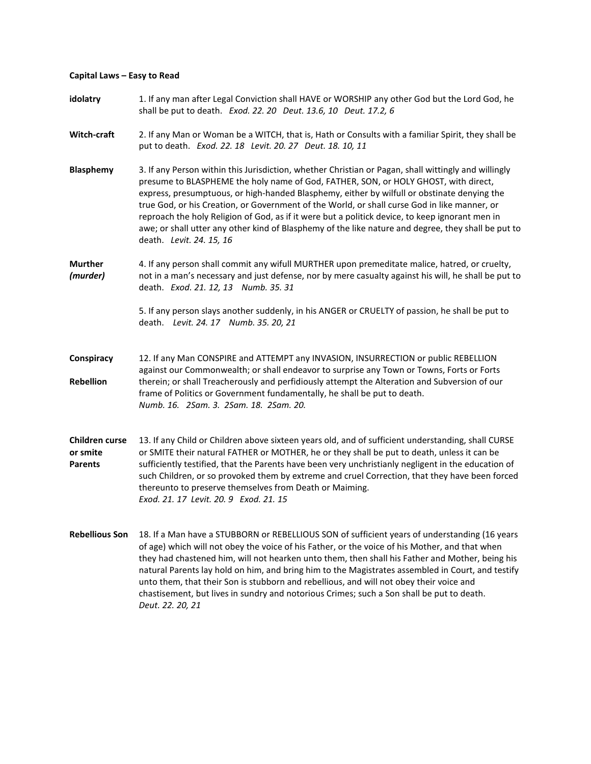**Capital Laws – Easy to Read**

| | |
|---|---|
| **idolatry** | 1. If any man after Legal Conviction shall HAVE or WORSHIP any other God but the Lord God, he shall be put to death. *Exod. 22. 20 Deut. 13.6, 10 Deut. 17.2, 6* |
| **Witch-craft** | 2. If any Man or Woman be a WITCH, that is, Hath or Consults with a familiar Spirit, they shall be put to death. *Exod. 22. 18 Levit. 20. 27 Deut. 18. 10, 11* |
| **Blasphemy** | 3. If any Person within this Jurisdiction, whether Christian or Pagan, shall wittingly and willingly presume to BLASPHEME the holy name of God, FATHER, SON, or HOLY GHOST, with direct, express, presumptuous, or high-handed Blasphemy, either by wilfull or obstinate denying the true God, or his Creation, or Government of the World, or shall curse God in like manner, or reproach the holy Religion of God, as if it were but a politick device, to keep ignorant men in awe; or shall utter any other kind of Blasphemy of the like nature and degree, they shall be put to death. *Levit. 24. 15, 16* |
| **Murther** ***(murder)*** | 4. If any person shall commit any wifull MURTHER upon premeditate malice, hatred, or cruelty, not in a man's necessary and just defense, nor by mere casualty against his will, he shall be put to death. *Exod. 21. 12, 13 Numb. 35. 31* |
| | 5. If any person slays another suddenly, in his ANGER or CRUELTY of passion, he shall be put to death. *Levit. 24. 17 Numb. 35. 20, 21* |
| **Conspiracy** **Rebellion** | 12. If any Man CONSPIRE and ATTEMPT any INVASION, INSURRECTION or public REBELLION against our Commonwealth; or shall endeavor to surprise any Town or Towns, Forts or Forts therein; or shall Treacherously and perfidiously attempt the Alteration and Subversion of our frame of Politics or Government fundamentally, he shall be put to death. *Numb. 16. 2Sam. 3. 2Sam. 18. 2Sam. 20.* |
| **Children curse or smite Parents** | 13. If any Child or Children above sixteen years old, and of sufficient understanding, shall CURSE or SMITE their natural FATHER or MOTHER, he or they shall be put to death, unless it can be sufficiently testified, that the Parents have been very unchristianly negligent in the education of such Children, or so provoked them by extreme and cruel Correction, that they have been forced thereunto to preserve themselves from Death or Maiming. *Exod. 21. 17 Levit. 20. 9 Exod. 21. 15* |
| **Rebellious Son** | 18. If a Man have a STUBBORN or REBELLIOUS SON of sufficient years of understanding (16 years of age) which will not obey the voice of his Father, or the voice of his Mother, and that when they had chastened him, will not hearken unto them, then shall his Father and Mother, being his natural Parents lay hold on him, and bring him to the Magistrates assembled in Court, and testify unto them, that their Son is stubborn and rebellious, and will not obey their voice and chastisement, but lives in sundry and notorious Crimes; such a Son shall be put to death. *Deut. 22. 20, 21* |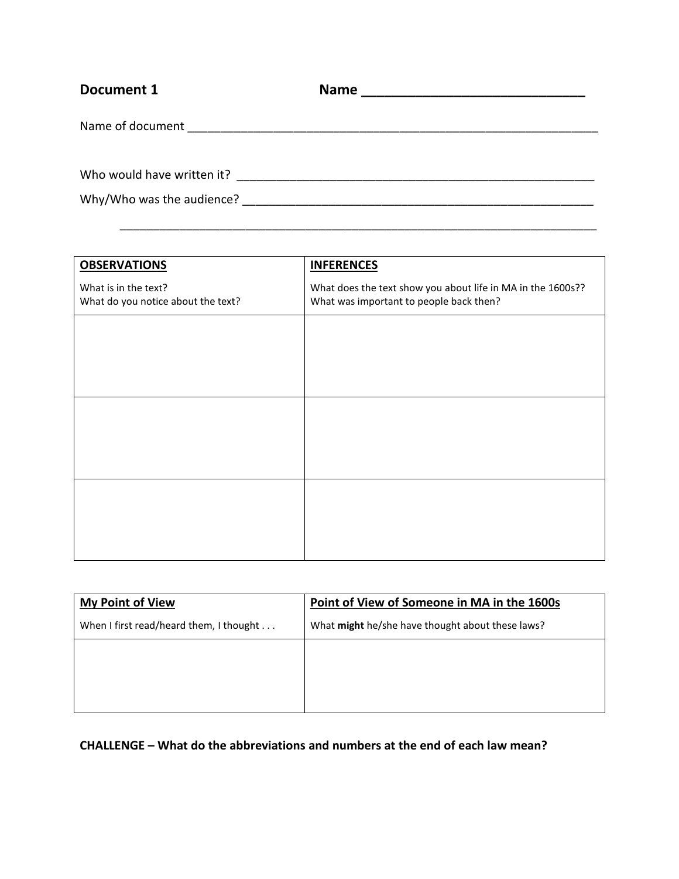**Document 1** **Name ____________________________**

Name of document ______________________________________________________________

Who would have written it? ____________________________________________________

Why/Who was the audience? ____________________________________________________

______________________________________________________________________

| **OBSERVATIONS**<br><br>What is in the text?<br>What do you notice about the text? | **INFERENCES**<br><br>What does the text show you about life in MA in the 1600s??<br>What was important to people back then? |
| --- | --- |
| | |
| | |
| | |

| **My Point of View**<br><br>When I first read/heard them, I thought . . . | **Point of View of Someone in MA in the 1600s**<br><br>What **might** he/she have thought about these laws? |
| --- | --- |
| | |

**CHALLENGE – What do the abbreviations and numbers at the end of each law mean?**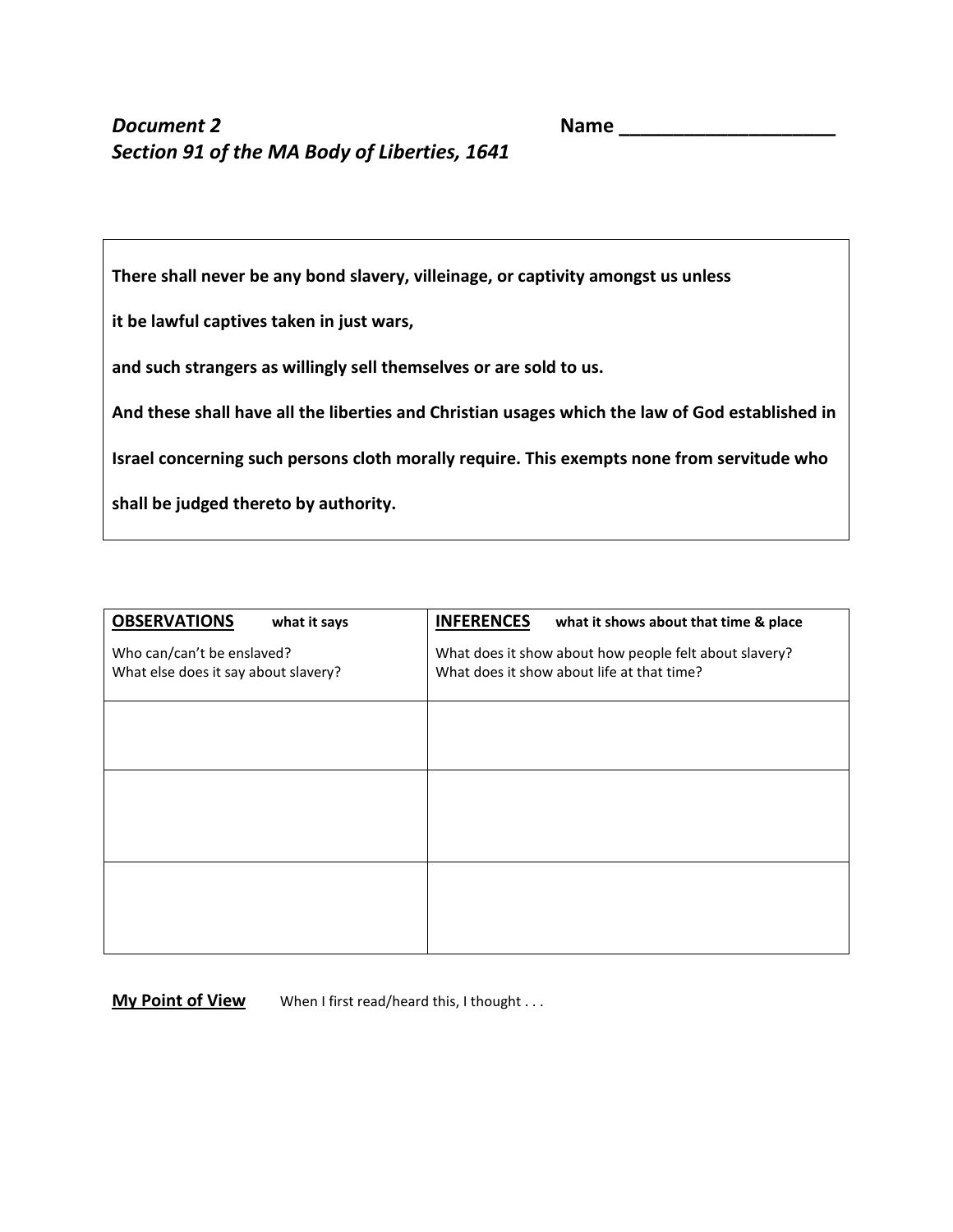*Document 2* **Name ____________________**
*Section 91 of the MA Body of Liberties, 1641*

**There shall never be any bond slavery, villeinage, or captivity amongst us unless**

**it be lawful captives taken in just wars,**

**and such strangers as willingly sell themselves or are sold to us.**

**And these shall have all the liberties and Christian usages which the law of God established in Israel concerning such persons cloth morally require. This exempts none from servitude who shall be judged thereto by authority.**

| **OBSERVATIONS** what it says<br>Who can/can't be enslaved?<br>What else does it say about slavery? | **INFERENCES** what it shows about that time & place<br>What does it show about how people felt about slavery?<br>What does it show about life at that time? |
|---|---|
| | |
| | |
| | |

**My Point of View** When I first read/heard this, I thought . . .